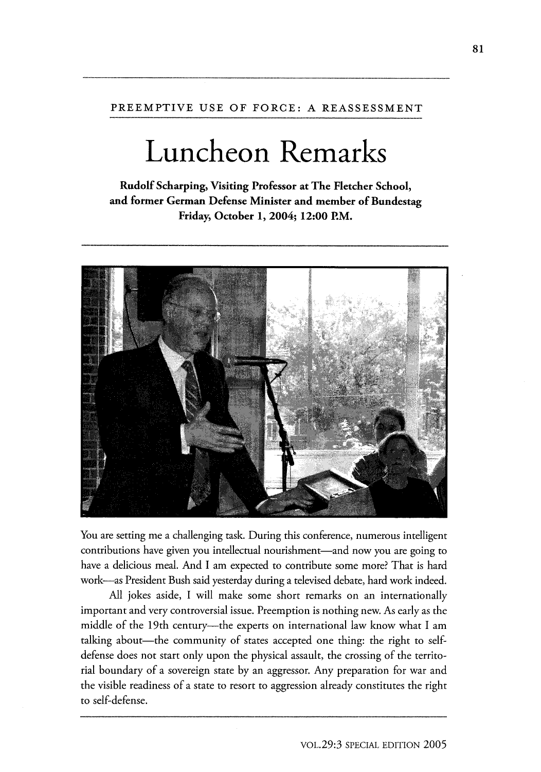PREEMPTIVE USE OF FORCE: A REASSESSMENT

# Luncheon Remarks

**Rudolf Scharping, Visiting Professor at The Fletcher School, and former German Defense Minister and member of Bundestag**
**Friday, October 1, 2004; 12:00 P.M.**

You are setting me a challenging task. During this conference, numerous intelligent contributions have given you intellectual nourishment—and now you are going to have a delicious meal. And I am expected to contribute some more? That is hard work—as President Bush said yesterday during a televised debate, hard work indeed.

All jokes aside, I will make some short remarks on an internationally important and very controversial issue. Preemption is nothing new. As early as the middle of the 19th century—the experts on international law know what I am talking about—the community of states accepted one thing: the right to self-defense does not start only upon the physical assault, the crossing of the territorial boundary of a sovereign state by an aggressor. Any preparation for war and the visible readiness of a state to resort to aggression already constitutes the right to self-defense.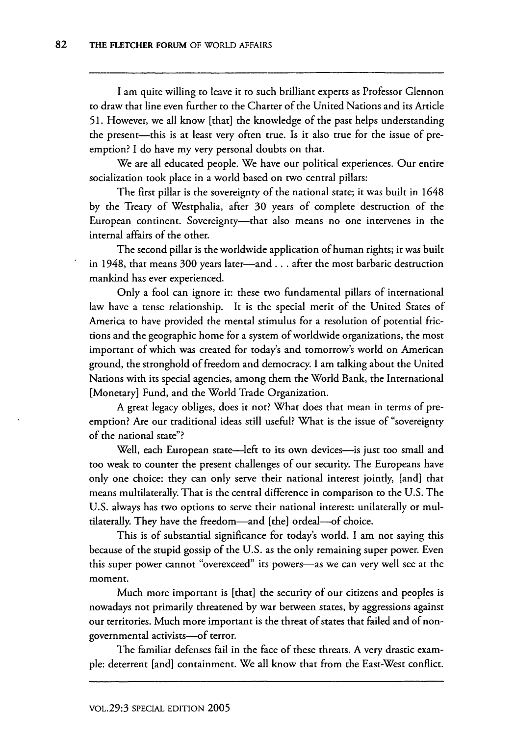I am quite willing to leave it to such brilliant experts as Professor Glennon to draw that line even further to the Charter of the United Nations and its Article 51. However, we all know [that] the knowledge of the past helps understanding the present—this is at least very often true. Is it also true for the issue of pre-emption? I do have my very personal doubts on that.

We are all educated people. We have our political experiences. Our entire socialization took place in a world based on two central pillars:

The first pillar is the sovereignty of the national state; it was built in 1648 by the Treaty of Westphalia, after 30 years of complete destruction of the European continent. Sovereignty—that also means no one intervenes in the internal affairs of the other.

The second pillar is the worldwide application of human rights; it was built in 1948, that means 300 years later—and . . . after the most barbaric destruction mankind has ever experienced.

Only a fool can ignore it: these two fundamental pillars of international law have a tense relationship. It is the special merit of the United States of America to have provided the mental stimulus for a resolution of potential frictions and the geographic home for a system of worldwide organizations, the most important of which was created for today's and tomorrow's world on American ground, the stronghold of freedom and democracy. I am talking about the United Nations with its special agencies, among them the World Bank, the International [Monetary] Fund, and the World Trade Organization.

A great legacy obliges, does it not? What does that mean in terms of pre-emption? Are our traditional ideas still useful? What is the issue of "sovereignty of the national state"?

Well, each European state—left to its own devices—is just too small and too weak to counter the present challenges of our security. The Europeans have only one choice: they can only serve their national interest jointly, [and] that means multilaterally. That is the central difference in comparison to the U.S. The U.S. always has two options to serve their national interest: unilaterally or multilaterally. They have the freedom—and [the] ordeal—of choice.

This is of substantial significance for today's world. I am not saying this because of the stupid gossip of the U.S. as the only remaining super power. Even this super power cannot "overexceed" its powers—as we can very well see at the moment.

Much more important is [that] the security of our citizens and peoples is nowadays not primarily threatened by war between states, by aggressions against our territories. Much more important is the threat of states that failed and of non-governmental activists—of terror.

The familiar defenses fail in the face of these threats. A very drastic example: deterrent [and] containment. We all know that from the East-West conflict.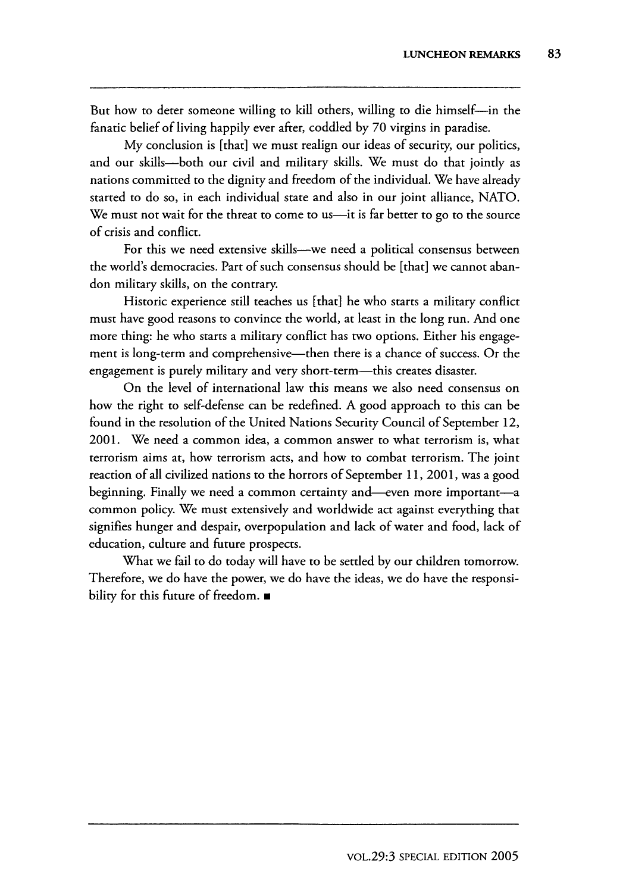But how to deter someone willing to kill others, willing to die himself—in the fanatic belief of living happily ever after, coddled by 70 virgins in paradise.

My conclusion is [that] we must realign our ideas of security, our politics, and our skills—both our civil and military skills. We must do that jointly as nations committed to the dignity and freedom of the individual. We have already started to do so, in each individual state and also in our joint alliance, NATO. We must not wait for the threat to come to us—it is far better to go to the source of crisis and conflict.

For this we need extensive skills—we need a political consensus between the world's democracies. Part of such consensus should be [that] we cannot abandon military skills, on the contrary.

Historic experience still teaches us [that] he who starts a military conflict must have good reasons to convince the world, at least in the long run. And one more thing: he who starts a military conflict has two options. Either his engagement is long-term and comprehensive—then there is a chance of success. Or the engagement is purely military and very short-term—this creates disaster.

On the level of international law this means we also need consensus on how the right to self-defense can be redefined. A good approach to this can be found in the resolution of the United Nations Security Council of September 12, 2001. We need a common idea, a common answer to what terrorism is, what terrorism aims at, how terrorism acts, and how to combat terrorism. The joint reaction of all civilized nations to the horrors of September 11, 2001, was a good beginning. Finally we need a common certainty and—even more important—a common policy. We must extensively and worldwide act against everything that signifies hunger and despair, overpopulation and lack of water and food, lack of education, culture and future prospects.

What we fail to do today will have to be settled by our children tomorrow. Therefore, we do have the power, we do have the ideas, we do have the responsibility for this future of freedom. ■